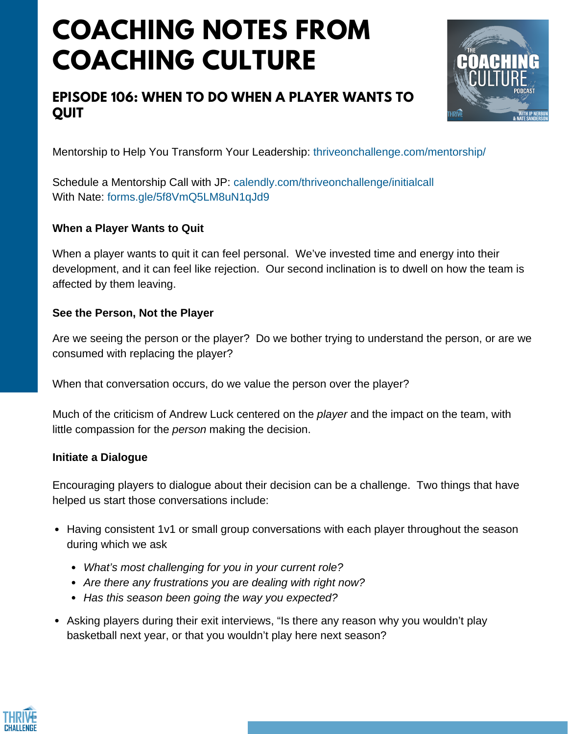# COACHING NOTES FROM COACHING CULTURE

## EPISODE 106: WHEN TO DO WHEN A PLAYER WANTS TO QUIT

Mentorship to Help You Transform Your Leadership: thriveonchallenge.com/mentorship/

Schedule a Mentorship Call with JP: calendly.com/thriveonchallenge/initialcall
With Nate: forms.gle/5f8VmQ5LM8uN1qJd9

**When a Player Wants to Quit**

When a player wants to quit it can feel personal. We've invested time and energy into their development, and it can feel like rejection. Our second inclination is to dwell on how the team is affected by them leaving.

**See the Person, Not the Player**

Are we seeing the person or the player? Do we bother trying to understand the person, or are we consumed with replacing the player?

When that conversation occurs, do we value the person over the player?

Much of the criticism of Andrew Luck centered on the *player* and the impact on the team, with little compassion for the *person* making the decision.

**Initiate a Dialogue**

Encouraging players to dialogue about their decision can be a challenge. Two things that have helped us start those conversations include:

- Having consistent 1v1 or small group conversations with each player throughout the season during which we ask
  - *What's most challenging for you in your current role?*
  - *Are there any frustrations you are dealing with right now?*
  - *Has this season been going the way you expected?*
- Asking players during their exit interviews, "Is there any reason why you wouldn't play basketball next year, or that you wouldn't play here next season?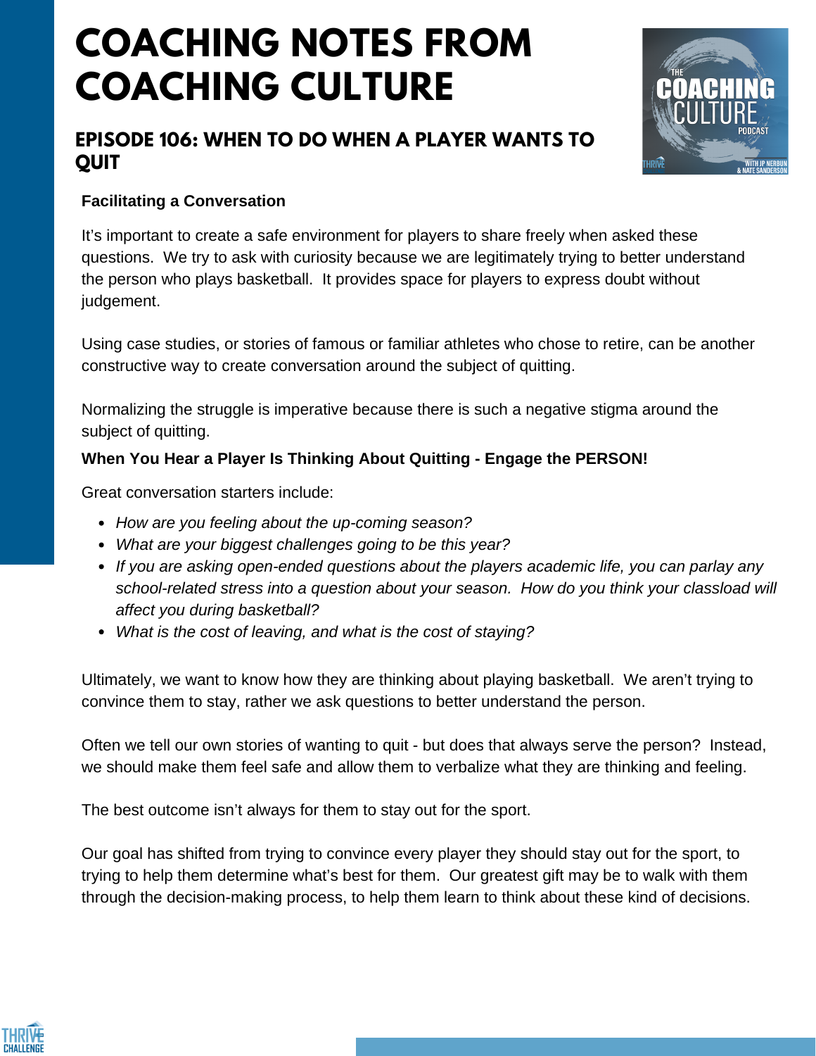# COACHING NOTES FROM COACHING CULTURE

## EPISODE 106: WHEN TO DO WHEN A PLAYER WANTS TO QUIT

**Facilitating a Conversation**

It's important to create a safe environment for players to share freely when asked these questions.  We try to ask with curiosity because we are legitimately trying to better understand the person who plays basketball.  It provides space for players to express doubt without judgement.

Using case studies, or stories of famous or familiar athletes who chose to retire, can be another constructive way to create conversation around the subject of quitting.

Normalizing the struggle is imperative because there is such a negative stigma around the subject of quitting.

**When You Hear a Player Is Thinking About Quitting - Engage the PERSON!**

Great conversation starters include:

- *How are you feeling about the up-coming season?*
- *What are your biggest challenges going to be this year?*
- *If you are asking open-ended questions about the players academic life, you can parlay any school-related stress into a question about your season.  How do you think your classload will affect you during basketball?*
- *What is the cost of leaving, and what is the cost of staying?*

Ultimately, we want to know how they are thinking about playing basketball.  We aren't trying to convince them to stay, rather we ask questions to better understand the person.

Often we tell our own stories of wanting to quit - but does that always serve the person?  Instead, we should make them feel safe and allow them to verbalize what they are thinking and feeling.

The best outcome isn't always for them to stay out for the sport.

Our goal has shifted from trying to convince every player they should stay out for the sport, to trying to help them determine what's best for them.  Our greatest gift may be to walk with them through the decision-making process, to help them learn to think about these kind of decisions.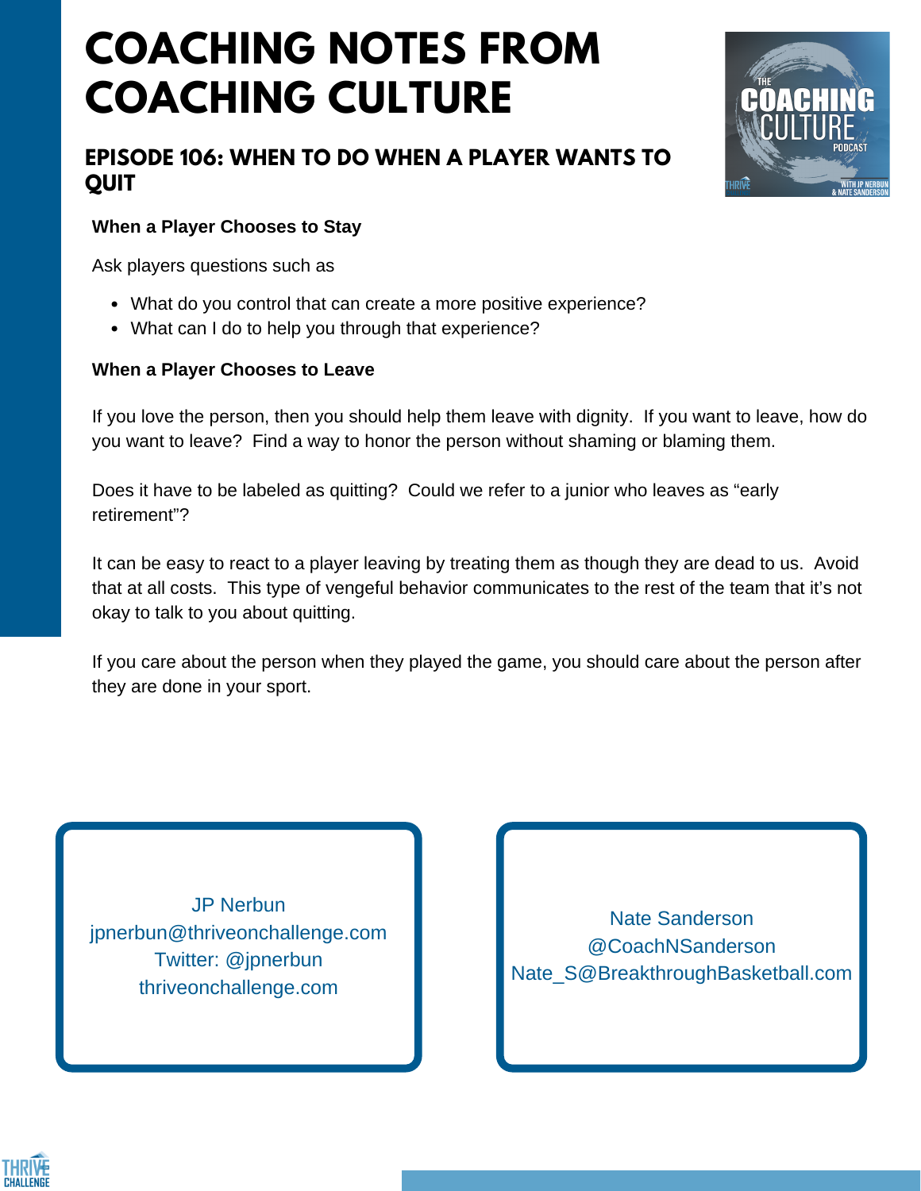# COACHING NOTES FROM COACHING CULTURE

## EPISODE 106: WHEN TO DO WHEN A PLAYER WANTS TO QUIT

**When a Player Chooses to Stay**

Ask players questions such as

- What do you control that can create a more positive experience?
- What can I do to help you through that experience?

**When a Player Chooses to Leave**

If you love the person, then you should help them leave with dignity. If you want to leave, how do you want to leave? Find a way to honor the person without shaming or blaming them.

Does it have to be labeled as quitting? Could we refer to a junior who leaves as "early retirement"?

It can be easy to react to a player leaving by treating them as though they are dead to us. Avoid that at all costs. This type of vengeful behavior communicates to the rest of the team that it's not okay to talk to you about quitting.

If you care about the person when they played the game, you should care about the person after they are done in your sport.

JP Nerbun
jpnerbun@thriveonchallenge.com
Twitter: @jpnerbun
thriveonchallenge.com

Nate Sanderson
@CoachNSanderson
Nate_S@BreakthroughBasketball.com